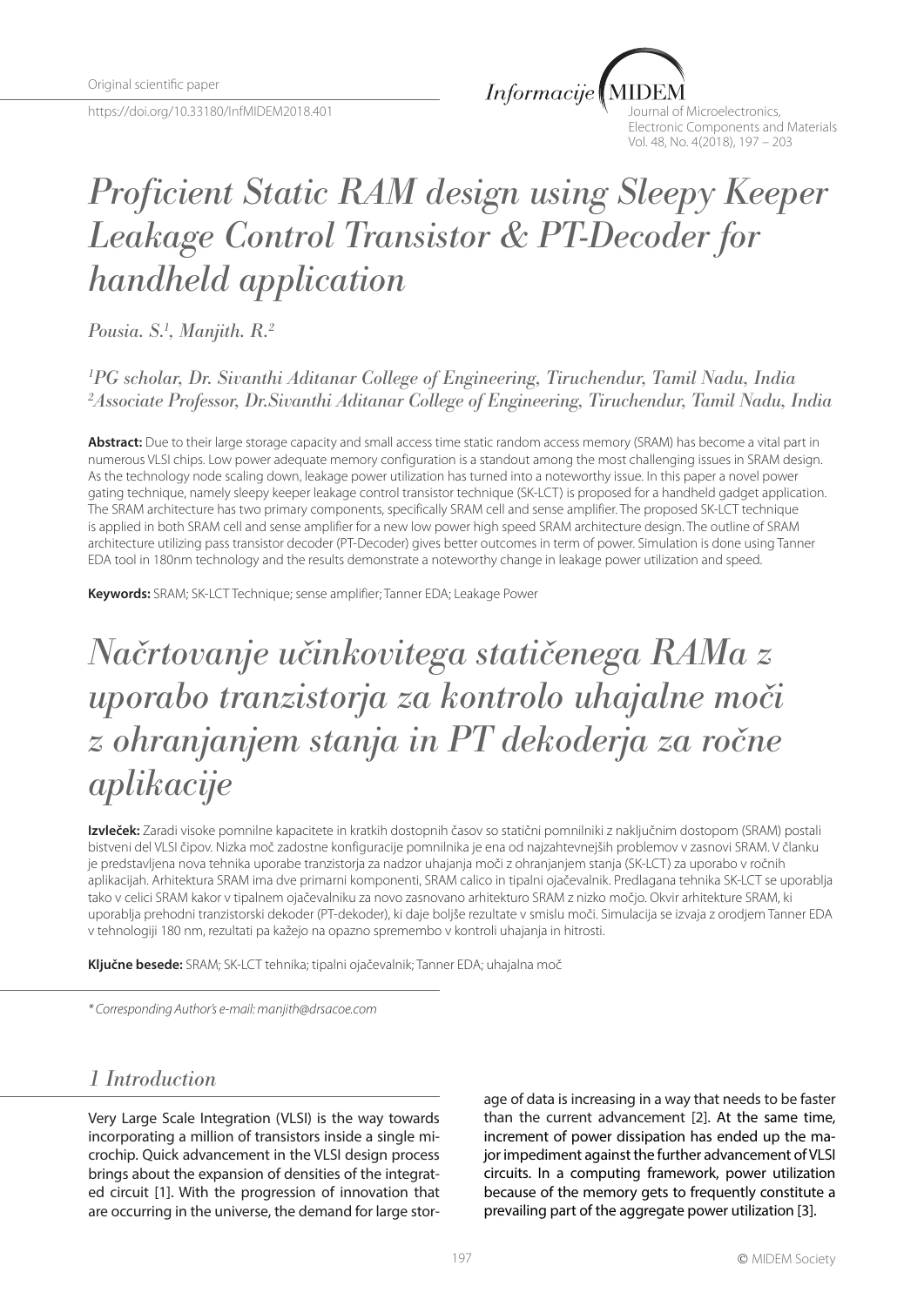Original scientific paper

https://doi.org/10.33180/InfMIDEM2018.401

# Proficient Static RAM design using Sleepy Keeper Leakage Control Transistor & PT-Decoder for handheld application

*Pousia. S.[1], Manjith. R.[2]*

*[1]PG scholar, Dr. Sivanthi Aditanar College of Engineering, Tiruchendur, Tamil Nadu, India*
*[2]Associate Professor, Dr.Sivanthi Aditanar College of Engineering, Tiruchendur, Tamil Nadu, India*

**Abstract:** Due to their large storage capacity and small access time static random access memory (SRAM) has become a vital part in numerous VLSI chips. Low power adequate memory configuration is a standout among the most challenging issues in SRAM design. As the technology node scaling down, leakage power utilization has turned into a noteworthy issue. In this paper a novel power gating technique, namely sleepy keeper leakage control transistor technique (SK-LCT) is proposed for a handheld gadget application. The SRAM architecture has two primary components, specifically SRAM cell and sense amplifier. The proposed SK-LCT technique is applied in both SRAM cell and sense amplifier for a new low power high speed SRAM architecture design. The outline of SRAM architecture utilizing pass transistor decoder (PT-Decoder) gives better outcomes in term of power. Simulation is done using Tanner EDA tool in 180nm technology and the results demonstrate a noteworthy change in leakage power utilization and speed.

**Keywords:** SRAM; SK-LCT Technique; sense amplifier; Tanner EDA; Leakage Power

# Načrtovanje učinkovitega statičenega RAMa z uporabo tranzistorja za kontrolo uhajalne moči z ohranjanjem stanja in PT dekoderja za ročne aplikacije

**Izvleček:** Zaradi visoke pomnilne kapacitete in kratkih dostopnih časov so statični pomnilniki z naključnim dostopom (SRAM) postali bistveni del VLSI čipov. Nizka moč zadostne konfiguracije pomnilnika je ena od najzahtevnejših problemov v zasnovi SRAM. V članku je predstavljena nova tehnika uporabe tranzistorja za nadzor uhajanja moči z ohranjanjem stanja (SK-LCT) za uporabo v ročnih aplikacijah. Arhitektura SRAM ima dve primarni komponenti, SRAM calico in tipalni ojačevalnik. Predlagana tehnika SK-LCT se uporablja tako v celici SRAM kakor v tipalnem ojačevalniku za novo zasnovano arhitekturo SRAM z nizko močjo. Okvir arhitekture SRAM, ki uporablja prehodni tranzistorski dekoder (PT-dekoder), ki daje boljše rezultate v smislu moči. Simulacija se izvaja z orodjem Tanner EDA v tehnologiji 180 nm, rezultati pa kažejo na opazno spremembo v kontroli uhajanja in hitrosti.

**Ključne besede:** SRAM; SK-LCT tehnika; tipalni ojačevalnik; Tanner EDA; uhajalna moč

*\* Corresponding Author's e-mail: manjith@drsacoe.com*

## 1 Introduction

Very Large Scale Integration (VLSI) is the way towards incorporating a million of transistors inside a single microchip. Quick advancement in the VLSI design process brings about the expansion of densities of the integrated circuit [1]. With the progression of innovation that are occurring in the universe, the demand for large storage of data is increasing in a way that needs to be faster than the current advancement [2]. At the same time, increment of power dissipation has ended up the major impediment against the further advancement of VLSI circuits. In a computing framework, power utilization because of the memory gets to frequently constitute a prevailing part of the aggregate power utilization [3].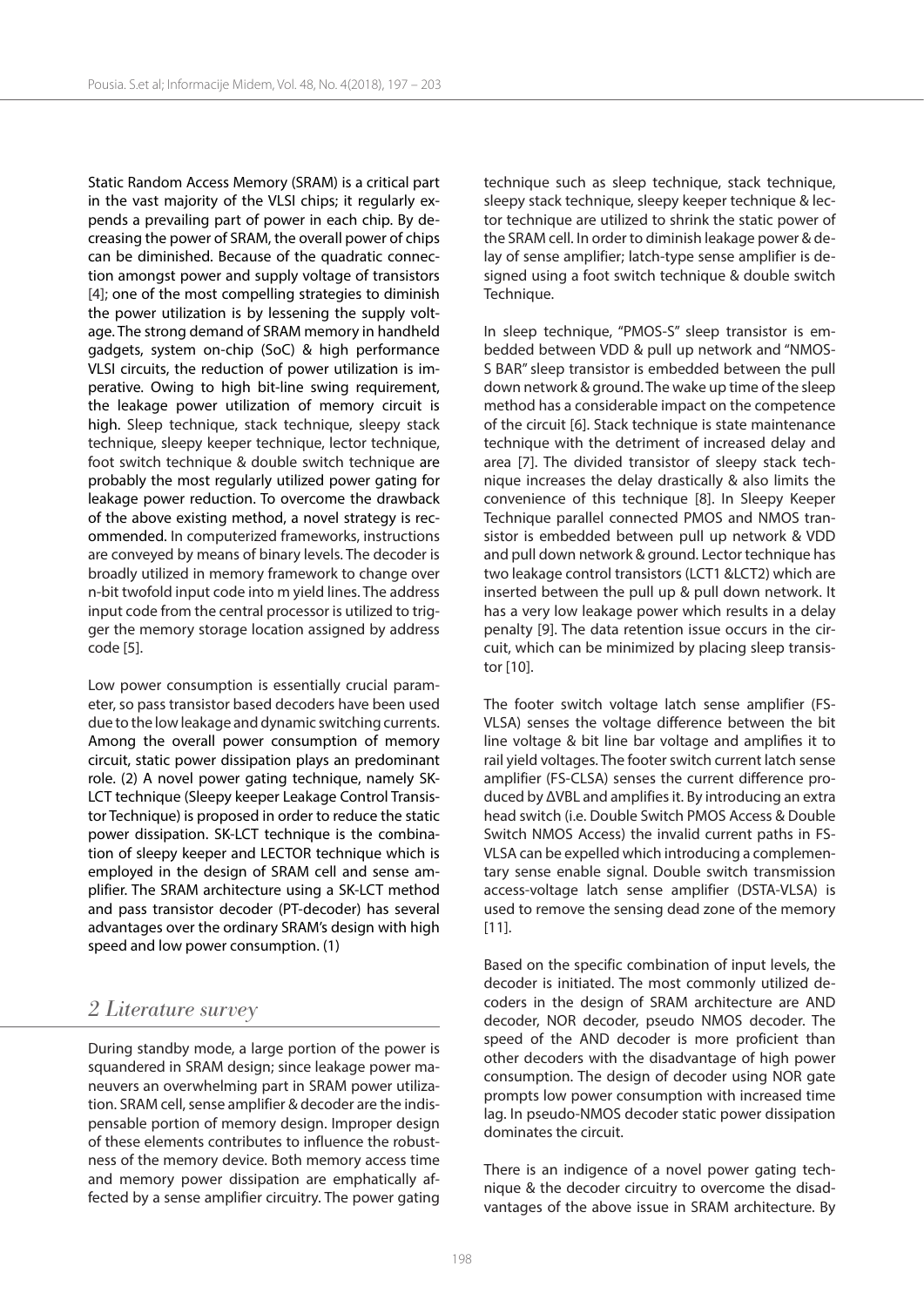Static Random Access Memory (SRAM) is a critical part in the vast majority of the VLSI chips; it regularly expends a prevailing part of power in each chip. By decreasing the power of SRAM, the overall power of chips can be diminished. Because of the quadratic connection amongst power and supply voltage of transistors [4]; one of the most compelling strategies to diminish the power utilization is by lessening the supply voltage. The strong demand of SRAM memory in handheld gadgets, system on-chip (SoC) & high performance VLSI circuits, the reduction of power utilization is imperative. Owing to high bit-line swing requirement, the leakage power utilization of memory circuit is high. Sleep technique, stack technique, sleepy stack technique, sleepy keeper technique, lector technique, foot switch technique & double switch technique are probably the most regularly utilized power gating for leakage power reduction. To overcome the drawback of the above existing method, a novel strategy is recommended. In computerized frameworks, instructions are conveyed by means of binary levels. The decoder is broadly utilized in memory framework to change over n-bit twofold input code into m yield lines. The address input code from the central processor is utilized to trigger the memory storage location assigned by address code [5].

Low power consumption is essentially crucial parameter, so pass transistor based decoders have been used due to the low leakage and dynamic switching currents. Among the overall power consumption of memory circuit, static power dissipation plays an predominant role. (2) A novel power gating technique, namely SK-LCT technique (Sleepy keeper Leakage Control Transistor Technique) is proposed in order to reduce the static power dissipation. SK-LCT technique is the combination of sleepy keeper and LECTOR technique which is employed in the design of SRAM cell and sense amplifier. The SRAM architecture using a SK-LCT method and pass transistor decoder (PT-decoder) has several advantages over the ordinary SRAM's design with high speed and low power consumption. (1)

## 2 Literature survey

During standby mode, a large portion of the power is squandered in SRAM design; since leakage power maneuvers an overwhelming part in SRAM power utilization. SRAM cell, sense amplifier & decoder are the indispensable portion of memory design. Improper design of these elements contributes to influence the robustness of the memory device. Both memory access time and memory power dissipation are emphatically affected by a sense amplifier circuitry. The power gating technique such as sleep technique, stack technique, sleepy stack technique, sleepy keeper technique & lector technique are utilized to shrink the static power of the SRAM cell. In order to diminish leakage power & delay of sense amplifier; latch-type sense amplifier is designed using a foot switch technique & double switch Technique.

In sleep technique, "PMOS-S" sleep transistor is embedded between VDD & pull up network and "NMOS-S BAR" sleep transistor is embedded between the pull down network & ground. The wake up time of the sleep method has a considerable impact on the competence of the circuit [6]. Stack technique is state maintenance technique with the detriment of increased delay and area [7]. The divided transistor of sleepy stack technique increases the delay drastically & also limits the convenience of this technique [8]. In Sleepy Keeper Technique parallel connected PMOS and NMOS transistor is embedded between pull up network & VDD and pull down network & ground. Lector technique has two leakage control transistors (LCT1 &LCT2) which are inserted between the pull up & pull down network. It has a very low leakage power which results in a delay penalty [9]. The data retention issue occurs in the circuit, which can be minimized by placing sleep transistor [10].

The footer switch voltage latch sense amplifier (FS-VLSA) senses the voltage difference between the bit line voltage & bit line bar voltage and amplifies it to rail yield voltages. The footer switch current latch sense amplifier (FS-CLSA) senses the current difference produced by $\Delta V_{BL}$ and amplifies it. By introducing an extra head switch (i.e. Double Switch PMOS Access & Double Switch NMOS Access) the invalid current paths in FS-VLSA can be expelled which introducing a complementary sense enable signal. Double switch transmission access-voltage latch sense amplifier (DSTA-VLSA) is used to remove the sensing dead zone of the memory [11].

Based on the specific combination of input levels, the decoder is initiated. The most commonly utilized decoders in the design of SRAM architecture are AND decoder, NOR decoder, pseudo NMOS decoder. The speed of the AND decoder is more proficient than other decoders with the disadvantage of high power consumption. The design of decoder using NOR gate prompts low power consumption with increased time lag. In pseudo-NMOS decoder static power dissipation dominates the circuit.

There is an indigence of a novel power gating technique & the decoder circuitry to overcome the disadvantages of the above issue in SRAM architecture. By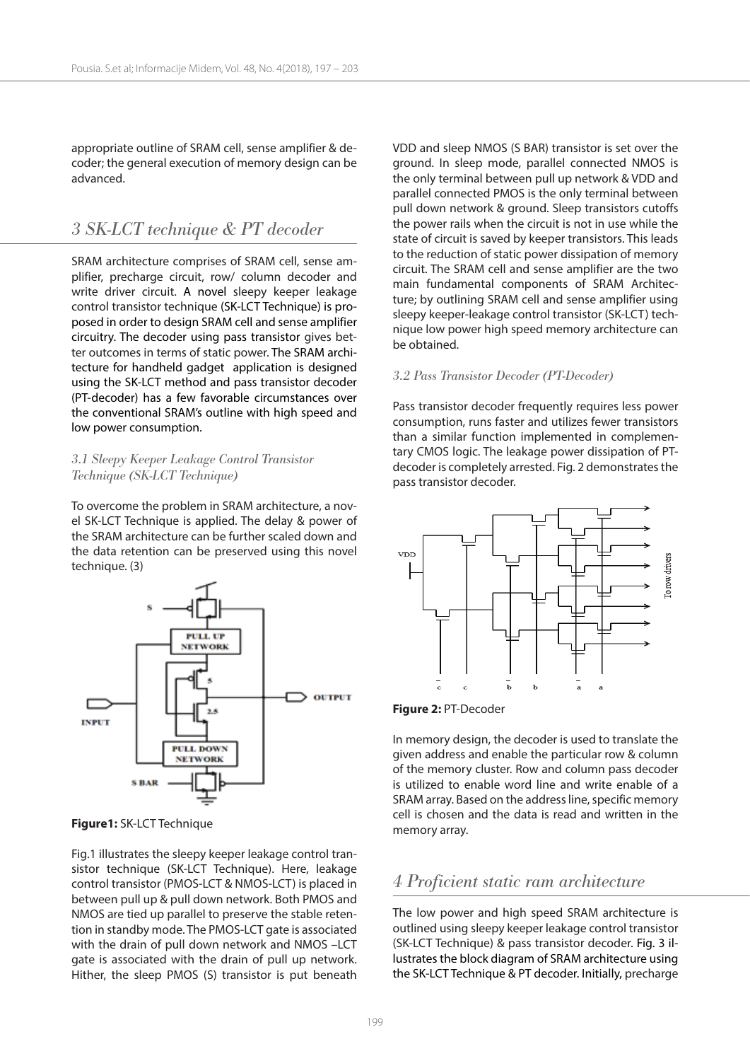appropriate outline of SRAM cell, sense amplifier & decoder; the general execution of memory design can be advanced.

## 3 SK-LCT technique & PT decoder

SRAM architecture comprises of SRAM cell, sense amplifier, precharge circuit, row/ column decoder and write driver circuit. A novel sleepy keeper leakage control transistor technique (SK-LCT Technique) is proposed in order to design SRAM cell and sense amplifier circuitry. The decoder using pass transistor gives better outcomes in terms of static power. The SRAM architecture for handheld gadget application is designed using the SK-LCT method and pass transistor decoder (PT-decoder) has a few favorable circumstances over the conventional SRAM's outline with high speed and low power consumption.

### 3.1 Sleepy Keeper Leakage Control Transistor Technique (SK-LCT Technique)

To overcome the problem in SRAM architecture, a novel SK-LCT Technique is applied. The delay & power of the SRAM architecture can be further scaled down and the data retention can be preserved using this novel technique. (3)

**Figure1:** SK-LCT Technique

Fig.1 illustrates the sleepy keeper leakage control transistor technique (SK-LCT Technique). Here, leakage control transistor (PMOS-LCT & NMOS-LCT) is placed in between pull up & pull down network. Both PMOS and NMOS are tied up parallel to preserve the stable retention in standby mode. The PMOS-LCT gate is associated with the drain of pull down network and NMOS –LCT gate is associated with the drain of pull up network. Hither, the sleep PMOS (S) transistor is put beneath VDD and sleep NMOS (S BAR) transistor is set over the ground. In sleep mode, parallel connected NMOS is the only terminal between pull up network & VDD and parallel connected PMOS is the only terminal between pull down network & ground. Sleep transistors cutoffs the power rails when the circuit is not in use while the state of circuit is saved by keeper transistors. This leads to the reduction of static power dissipation of memory circuit. The SRAM cell and sense amplifier are the two main fundamental components of SRAM Architecture; by outlining SRAM cell and sense amplifier using sleepy keeper-leakage control transistor (SK-LCT) technique low power high speed memory architecture can be obtained.

### 3.2 Pass Transistor Decoder (PT-Decoder)

Pass transistor decoder frequently requires less power consumption, runs faster and utilizes fewer transistors than a similar function implemented in complementary CMOS logic. The leakage power dissipation of PT-decoder is completely arrested. Fig. 2 demonstrates the pass transistor decoder.

**Figure 2:** PT-Decoder

In memory design, the decoder is used to translate the given address and enable the particular row & column of the memory cluster. Row and column pass decoder is utilized to enable word line and write enable of a SRAM array. Based on the address line, specific memory cell is chosen and the data is read and written in the memory array.

## 4 Proficient static ram architecture

The low power and high speed SRAM architecture is outlined using sleepy keeper leakage control transistor (SK-LCT Technique) & pass transistor decoder. Fig. 3 illustrates the block diagram of SRAM architecture using the SK-LCT Technique & PT decoder. Initially, precharge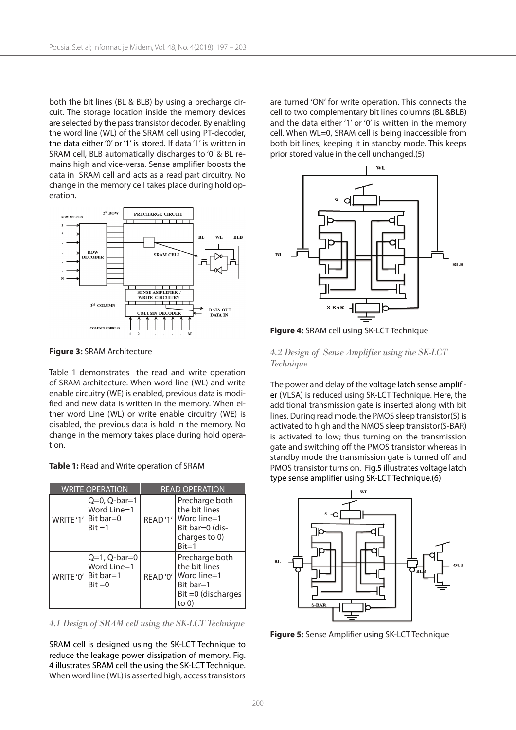both the bit lines (BL & BLB) by using a precharge circuit. The storage location inside the memory devices are selected by the pass transistor decoder. By enabling the word line (WL) of the SRAM cell using PT-decoder, the data either '0' or '1' is stored. If data '1' is written in SRAM cell, BLB automatically discharges to '0' & BL remains high and vice-versa. Sense amplifier boosts the data in SRAM cell and acts as a read part circuitry. No change in the memory cell takes place during hold operation.

**Figure 3:** SRAM Architecture

Table 1 demonstrates the read and write operation of SRAM architecture. When word line (WL) and write enable circuitry (WE) is enabled, previous data is modified and new data is written in the memory. When either word Line (WL) or write enable circuitry (WE) is disabled, the previous data is hold in the memory. No change in the memory takes place during hold operation.

**Table 1:** Read and Write operation of SRAM

| WRITE OPERATION | | READ OPERATION | |
|---|---|---|---|
| WRITE '1' | Q=0, Q-bar=1 Word Line=1 Bit bar=0 Bit =1 | READ '1' | Precharge both the bit lines Word line=1 Bit bar=0 (discharges to 0) Bit=1 |
| WRITE '0' | Q=1, Q-bar=0 Word Line=1 Bit bar=1 Bit =0 | READ '0' | Precharge both the bit lines Word line=1 Bit bar=1 Bit =0 (discharges to 0) |

### *4.1 Design of SRAM cell using the SK-LCT Technique*

SRAM cell is designed using the SK-LCT Technique to reduce the leakage power dissipation of memory. Fig. 4 illustrates SRAM cell the using the SK-LCT Technique. When word line (WL) is asserted high, access transistors are turned 'ON' for write operation. This connects the cell to two complementary bit lines columns (BL &BLB) and the data either '1' or '0' is written in the memory cell. When WL=0, SRAM cell is being inaccessible from both bit lines; keeping it in standby mode. This keeps prior stored value in the cell unchanged.(5)

**Figure 4:** SRAM cell using SK-LCT Technique

### *4.2 Design of Sense Amplifier using the SK-LCT Technique*

The power and delay of the voltage latch sense amplifier (VLSA) is reduced using SK-LCT Technique. Here, the additional transmission gate is inserted along with bit lines. During read mode, the PMOS sleep transistor(S) is activated to high and the NMOS sleep transistor(S-BAR) is activated to low; thus turning on the transmission gate and switching off the PMOS transistor whereas in standby mode the transmission gate is turned off and PMOS transistor turns on. Fig.5 illustrates voltage latch type sense amplifier using SK-LCT Technique.(6)

**Figure 5:** Sense Amplifier using SK-LCT Technique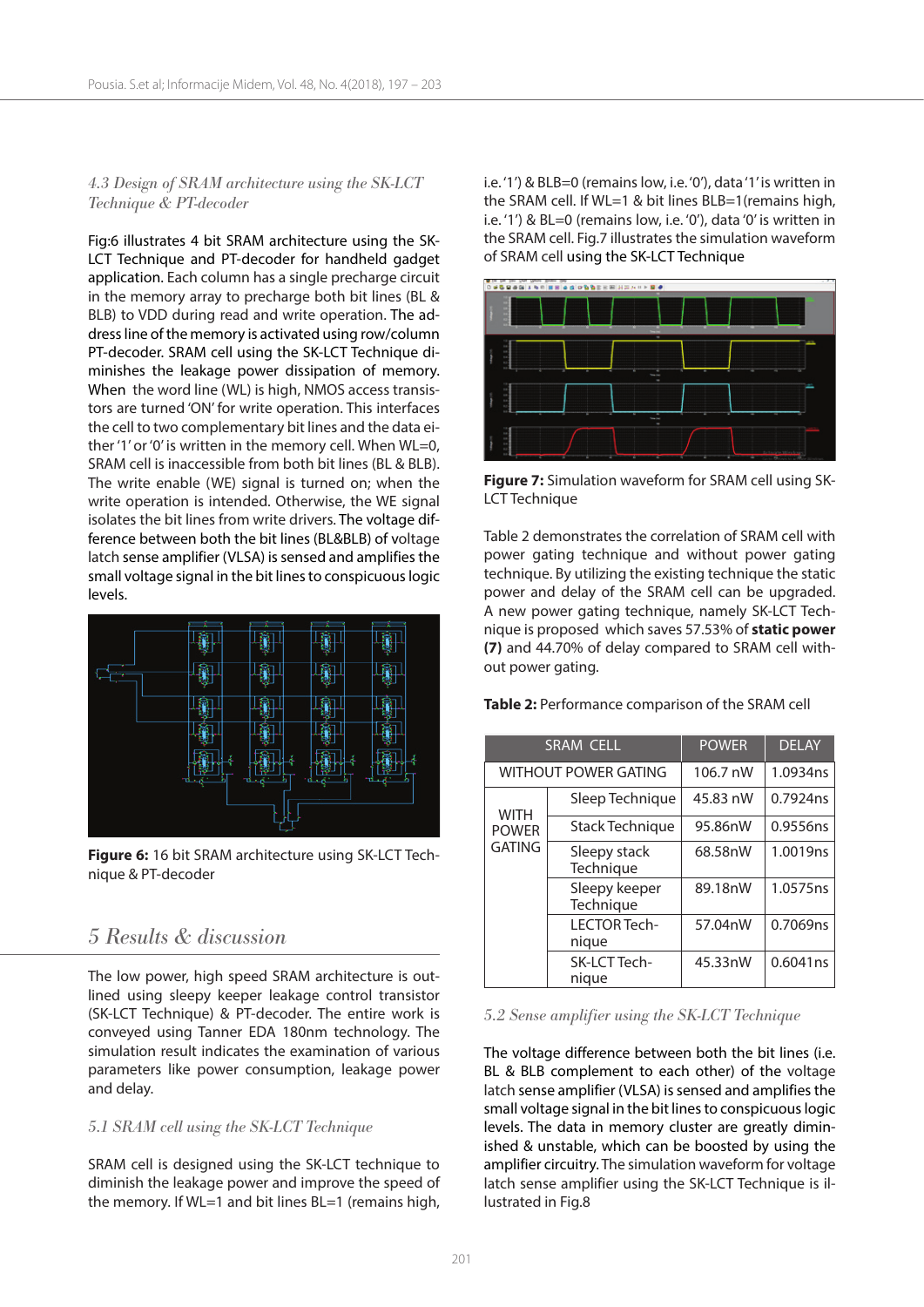### 4.3 Design of SRAM architecture using the SK-LCT Technique & PT-decoder

Fig:6 illustrates 4 bit SRAM architecture using the SK-LCT Technique and PT-decoder for handheld gadget application. Each column has a single precharge circuit in the memory array to precharge both bit lines (BL & BLB) to VDD during read and write operation. The address line of the memory is activated using row/column PT-decoder. SRAM cell using the SK-LCT Technique diminishes the leakage power dissipation of memory. When the word line (WL) is high, NMOS access transistors are turned 'ON' for write operation. This interfaces the cell to two complementary bit lines and the data either '1' or '0' is written in the memory cell. When WL=0, SRAM cell is inaccessible from both bit lines (BL & BLB). The write enable (WE) signal is turned on; when the write operation is intended. Otherwise, the WE signal isolates the bit lines from write drivers. The voltage difference between both the bit lines (BL&BLB) of voltage latch sense amplifier (VLSA) is sensed and amplifies the small voltage signal in the bit lines to conspicuous logic levels.

**Figure 6:** 16 bit SRAM architecture using SK-LCT Technique & PT-decoder

## 5 Results & discussion

The low power, high speed SRAM architecture is outlined using sleepy keeper leakage control transistor (SK-LCT Technique) & PT-decoder. The entire work is conveyed using Tanner EDA 180nm technology. The simulation result indicates the examination of various parameters like power consumption, leakage power and delay.

### 5.1 SRAM cell using the SK-LCT Technique

SRAM cell is designed using the SK-LCT technique to diminish the leakage power and improve the speed of the memory. If WL=1 and bit lines BL=1 (remains high, i.e. '1') & BLB=0 (remains low, i.e. '0'), data '1' is written in the SRAM cell. If WL=1 & bit lines BLB=1(remains high, i.e. '1') & BL=0 (remains low, i.e. '0'), data '0' is written in the SRAM cell. Fig.7 illustrates the simulation waveform of SRAM cell using the SK-LCT Technique

**Figure 7:** Simulation waveform for SRAM cell using SK-LCT Technique

Table 2 demonstrates the correlation of SRAM cell with power gating technique and without power gating technique. By utilizing the existing technique the static power and delay of the SRAM cell can be upgraded. A new power gating technique, namely SK-LCT Technique is proposed which saves 57.53% of **static power (7)** and 44.70% of delay compared to SRAM cell without power gating.

**Table 2:** Performance comparison of the SRAM cell

| SRAM CELL | | POWER | DELAY |
|---|---|---|---|
| WITHOUT POWER GATING | | 106.7 nW | 1.0934ns |
| WITH POWER GATING | Sleep Technique | 45.83 nW | 0.7924ns |
| | Stack Technique | 95.86nW | 0.9556ns |
| | Sleepy stack Technique | 68.58nW | 1.0019ns |
| | Sleepy keeper Technique | 89.18nW | 1.0575ns |
| | LECTOR Technique | 57.04nW | 0.7069ns |
| | SK-LCT Technique | 45.33nW | 0.6041ns |

### 5.2 Sense amplifier using the SK-LCT Technique

The voltage difference between both the bit lines (i.e. BL & BLB complement to each other) of the voltage latch sense amplifier (VLSA) is sensed and amplifies the small voltage signal in the bit lines to conspicuous logic levels. The data in memory cluster are greatly diminished & unstable, which can be boosted by using the amplifier circuitry. The simulation waveform for voltage latch sense amplifier using the SK-LCT Technique is illustrated in Fig.8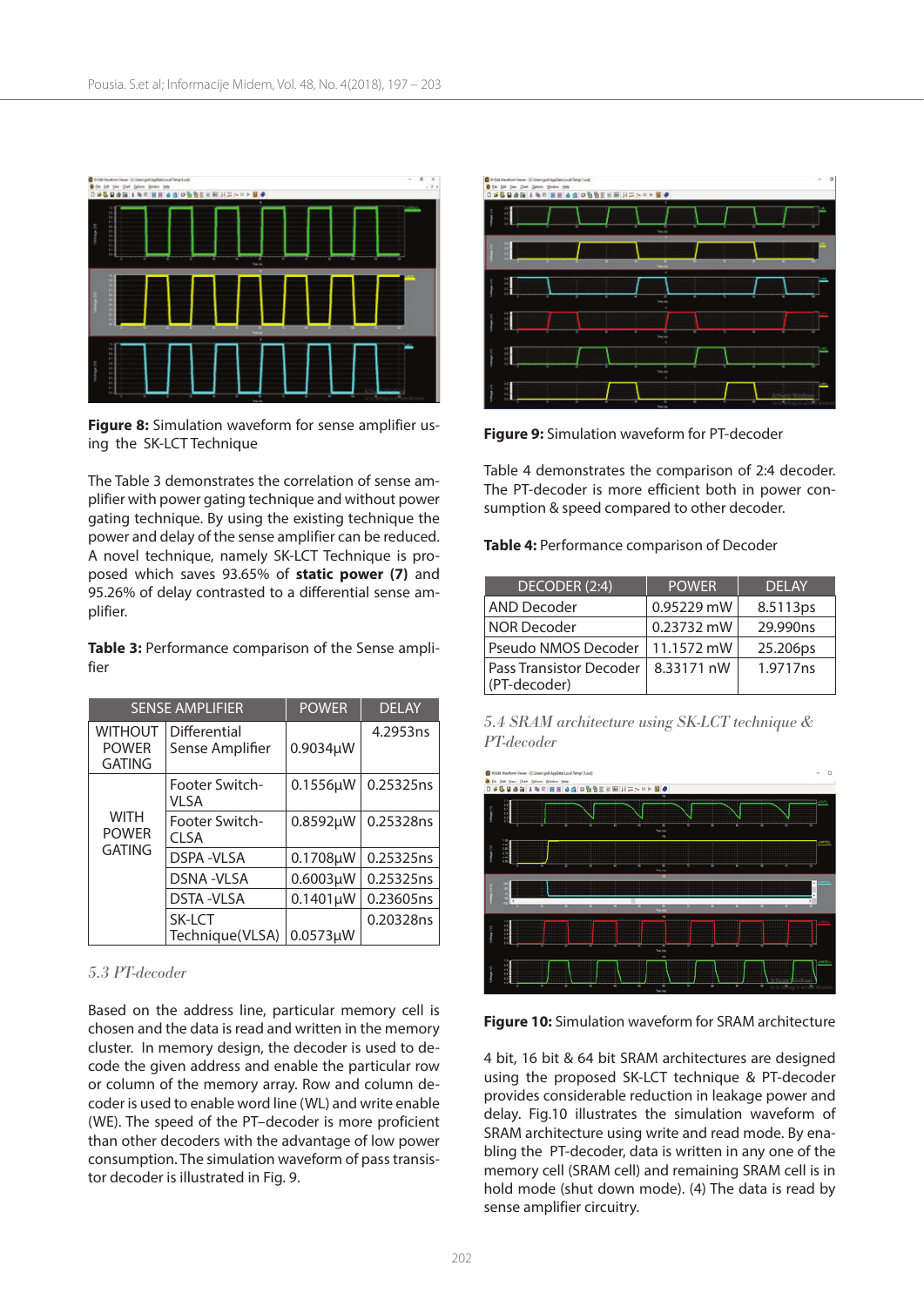**Figure 8:** Simulation waveform for sense amplifier using the SK-LCT Technique

The Table 3 demonstrates the correlation of sense amplifier with power gating technique and without power gating technique. By using the existing technique the power and delay of the sense amplifier can be reduced. A novel technique, namely SK-LCT Technique is proposed which saves 93.65% of **static power (7)** and 95.26% of delay contrasted to a differential sense amplifier.

**Table 3:** Performance comparison of the Sense amplifier

| SENSE AMPLIFIER | | POWER | DELAY |
|---|---|---|---|
| WITHOUT POWER GATING | Differential Sense Amplifier | 0.9034μW | 4.2953ns |
| WITH POWER GATING | Footer Switch-VLSA | 0.1556μW | 0.25325ns |
| | Footer Switch-CLSA | 0.8592μW | 0.25328ns |
| | DSPA -VLSA | 0.1708μW | 0.25325ns |
| | DSNA -VLSA | 0.6003μW | 0.25325ns |
| | DSTA -VLSA | 0.1401μW | 0.23605ns |
| | SK-LCT Technique(VLSA) | 0.0573μW | 0.20328ns |

### 5.3 PT-decoder

Based on the address line, particular memory cell is chosen and the data is read and written in the memory cluster. In memory design, the decoder is used to decode the given address and enable the particular row or column of the memory array. Row and column decoder is used to enable word line (WL) and write enable (WE). The speed of the PT–decoder is more proficient than other decoders with the advantage of low power consumption. The simulation waveform of pass transistor decoder is illustrated in Fig. 9.

**Figure 9:** Simulation waveform for PT-decoder

Table 4 demonstrates the comparison of 2:4 decoder. The PT-decoder is more efficient both in power consumption & speed compared to other decoder.

**Table 4:** Performance comparison of Decoder

| DECODER (2:4) | POWER | DELAY |
|---|---|---|
| AND Decoder | 0.95229 mW | 8.5113ps |
| NOR Decoder | 0.23732 mW | 29.990ns |
| Pseudo NMOS Decoder | 11.1572 mW | 25.206ps |
| Pass Transistor Decoder (PT-decoder) | 8.33171 nW | 1.9717ns |

### 5.4 SRAM architecture using SK-LCT technique & PT-decoder

**Figure 10:** Simulation waveform for SRAM architecture

4 bit, 16 bit & 64 bit SRAM architectures are designed using the proposed SK-LCT technique & PT-decoder provides considerable reduction in leakage power and delay. Fig.10 illustrates the simulation waveform of SRAM architecture using write and read mode. By enabling the PT-decoder, data is written in any one of the memory cell (SRAM cell) and remaining SRAM cell is in hold mode (shut down mode). (4) The data is read by sense amplifier circuitry.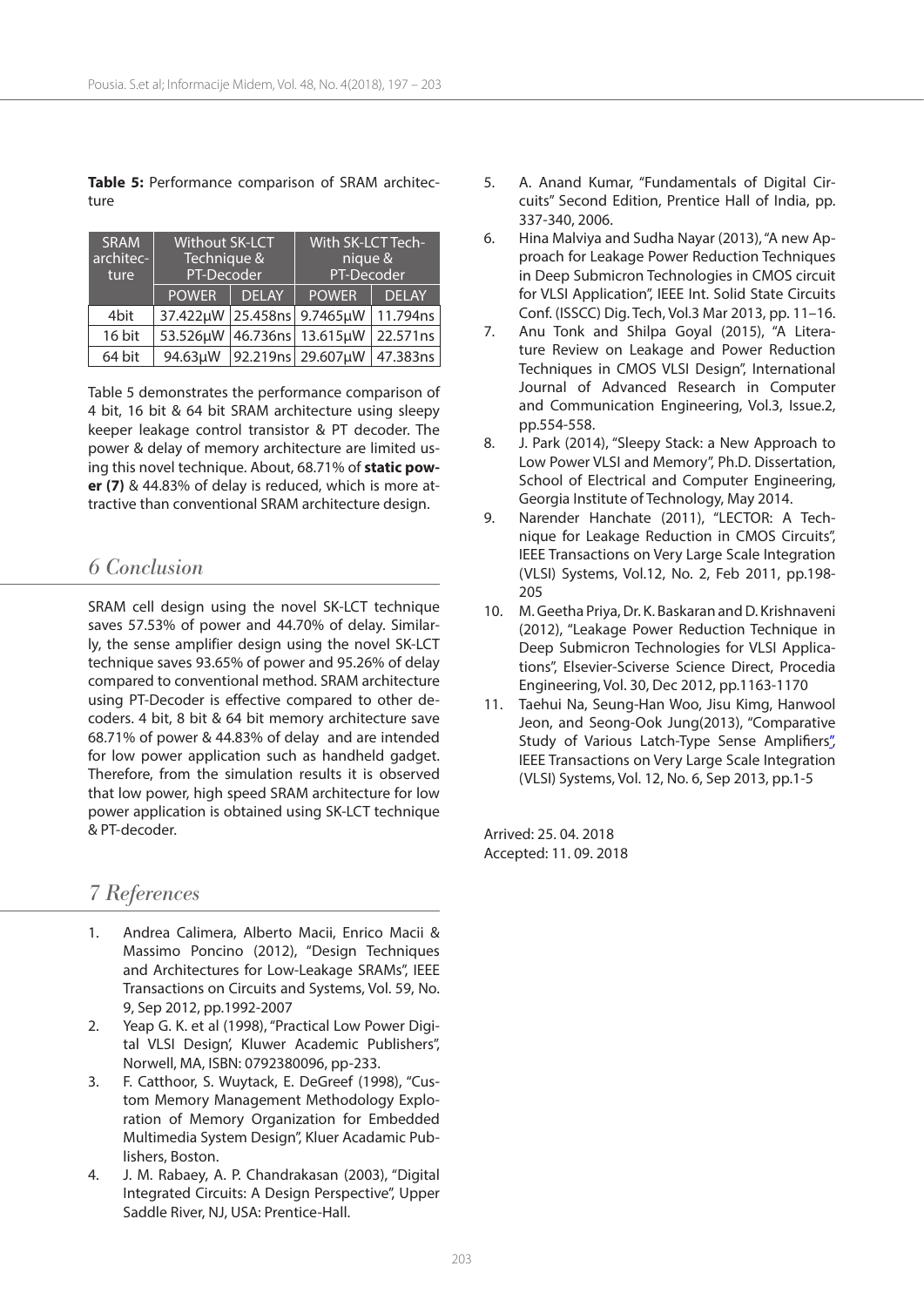**Table 5:** Performance comparison of SRAM architecture

| SRAM architecture | Without SK-LCT Technique & PT-Decoder | | With SK-LCT Technique & PT-Decoder | |
|---|---|---|---|---|
| | POWER | DELAY | POWER | DELAY |
| 4bit | 37.422μW | 25.458ns | 9.7465μW | 11.794ns |
| 16 bit | 53.526μW | 46.736ns | 13.615μW | 22.571ns |
| 64 bit | 94.63μW | 92.219ns | 29.607μW | 47.383ns |

Table 5 demonstrates the performance comparison of 4 bit, 16 bit & 64 bit SRAM architecture using sleepy keeper leakage control transistor & PT decoder. The power & delay of memory architecture are limited using this novel technique. About, 68.71% of **static power (7)** & 44.83% of delay is reduced, which is more attractive than conventional SRAM architecture design.

## 6 Conclusion

SRAM cell design using the novel SK-LCT technique saves 57.53% of power and 44.70% of delay. Similarly, the sense amplifier design using the novel SK-LCT technique saves 93.65% of power and 95.26% of delay compared to conventional method. SRAM architecture using PT-Decoder is effective compared to other decoders. 4 bit, 8 bit & 64 bit memory architecture save 68.71% of power & 44.83% of delay and are intended for low power application such as handheld gadget. Therefore, from the simulation results it is observed that low power, high speed SRAM architecture for low power application is obtained using SK-LCT technique & PT-decoder.

## 7 References

1. Andrea Calimera, Alberto Macii, Enrico Macii & Massimo Poncino (2012), "Design Techniques and Architectures for Low-Leakage SRAMs", IEEE Transactions on Circuits and Systems, Vol. 59, No. 9, Sep 2012, pp.1992-2007
2. Yeap G. K. et al (1998), "Practical Low Power Digital VLSI Design', Kluwer Academic Publishers", Norwell, MA, ISBN: 0792380096, pp-233.
3. F. Catthoor, S. Wuytack, E. DeGreef (1998), "Custom Memory Management Methodology Exploration of Memory Organization for Embedded Multimedia System Design", Kluer Acadamic Publishers, Boston.
4. J. M. Rabaey, A. P. Chandrakasan (2003), "Digital Integrated Circuits: A Design Perspective", Upper Saddle River, NJ, USA: Prentice-Hall.
5. A. Anand Kumar, "Fundamentals of Digital Circuits" Second Edition, Prentice Hall of India, pp. 337-340, 2006.
6. Hina Malviya and Sudha Nayar (2013), "A new Approach for Leakage Power Reduction Techniques in Deep Submicron Technologies in CMOS circuit for VLSI Application", IEEE Int. Solid State Circuits Conf. (ISSCC) Dig. Tech, Vol.3 Mar 2013, pp. 11–16.
7. Anu Tonk and Shilpa Goyal (2015), "A Literature Review on Leakage and Power Reduction Techniques in CMOS VLSI Design", International Journal of Advanced Research in Computer and Communication Engineering, Vol.3, Issue.2, pp.554-558.
8. J. Park (2014), "Sleepy Stack: a New Approach to Low Power VLSI and Memory", Ph.D. Dissertation, School of Electrical and Computer Engineering, Georgia Institute of Technology, May 2014.
9. Narender Hanchate (2011), "LECTOR: A Technique for Leakage Reduction in CMOS Circuits", IEEE Transactions on Very Large Scale Integration (VLSI) Systems, Vol.12, No. 2, Feb 2011, pp.198-205
10. M. Geetha Priya, Dr. K. Baskaran and D. Krishnaveni (2012), "Leakage Power Reduction Technique in Deep Submicron Technologies for VLSI Applications", Elsevier-Sciverse Science Direct, Procedia Engineering, Vol. 30, Dec 2012, pp.1163-1170
11. Taehui Na, Seung-Han Woo, Jisu Kimg, Hanwool Jeon, and Seong-Ook Jung(2013), "Comparative Study of Various Latch-Type Sense Amplifiers", IEEE Transactions on Very Large Scale Integration (VLSI) Systems, Vol. 12, No. 6, Sep 2013, pp.1-5

Arrived: 25. 04. 2018
Accepted: 11. 09. 2018